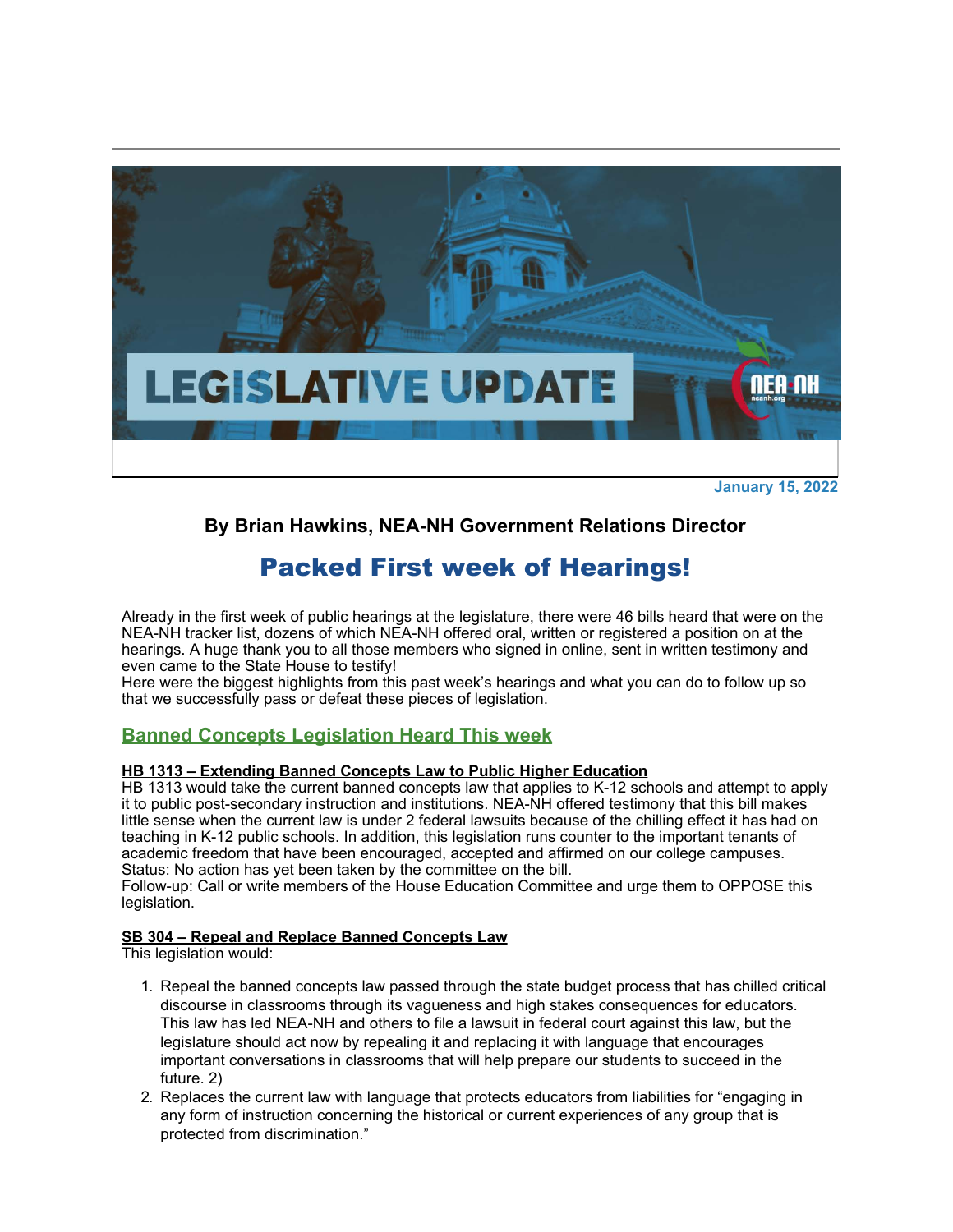January 15, 2022

**By Brian Hawkins, NEA-NH Government Relations Director**

# Packed First week of Hearings!

Already in the first week of public hearings at the legislature, there were 46 bills heard that were on the NEA-NH tracker list, dozens of which NEA-NH offered oral, written or registered a position on at the hearings. A huge thank you to all those members who signed in online, sent in written testimony and even came to the State House to testify!

Here were the biggest highlights from this past week's hearings and what you can do to follow up so that we successfully pass or defeat these pieces of legislation.

## Banned Concepts Legislation Heard This week

### HB 1313 – Extending Banned Concepts Law to Public Higher Education

HB 1313 would take the current banned concepts law that applies to K-12 schools and attempt to apply it to public post-secondary instruction and institutions. NEA-NH offered testimony that this bill makes little sense when the current law is under 2 federal lawsuits because of the chilling effect it has had on teaching in K-12 public schools. In addition, this legislation runs counter to the important tenants of academic freedom that have been encouraged, accepted and affirmed on our college campuses.

Status: No action has yet been taken by the committee on the bill.

Follow-up: Call or write members of the House Education Committee and urge them to OPPOSE this legislation.

### SB 304 – Repeal and Replace Banned Concepts Law

This legislation would:

1. Repeal the banned concepts law passed through the state budget process that has chilled critical discourse in classrooms through its vagueness and high stakes consequences for educators. This law has led NEA-NH and others to file a lawsuit in federal court against this law, but the legislature should act now by repealing it and replacing it with language that encourages important conversations in classrooms that will help prepare our students to succeed in the future. 2)
2. Replaces the current law with language that protects educators from liabilities for "engaging in any form of instruction concerning the historical or current experiences of any group that is protected from discrimination."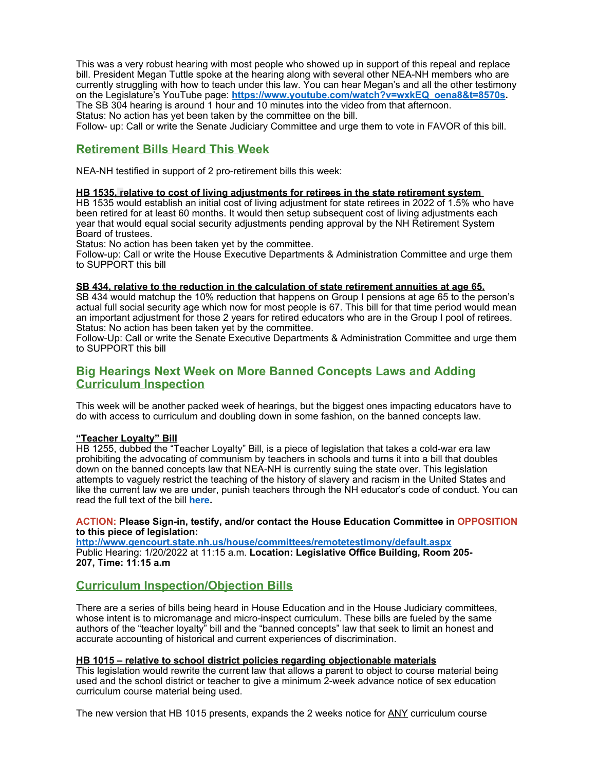This was a very robust hearing with most people who showed up in support of this repeal and replace bill. President Megan Tuttle spoke at the hearing along with several other NEA-NH members who are currently struggling with how to teach under this law. You can hear Megan's and all the other testimony on the Legislature's YouTube page: **[https://www.youtube.com/watch?v=wxkEQ_oena8&t=8570s](https://www.youtube.com/watch?v=wxkEQ_oena8&t=8570s).**
The SB 304 hearing is around 1 hour and 10 minutes into the video from that afternoon.
Status: No action has yet been taken by the committee on the bill.
Follow- up: Call or write the Senate Judiciary Committee and urge them to vote in FAVOR of this bill.

## Retirement Bills Heard This Week

NEA-NH testified in support of 2 pro-retirement bills this week:

**HB 1535, relative to cost of living adjustments for retirees in the state retirement system**
HB 1535 would establish an initial cost of living adjustment for state retirees in 2022 of 1.5% who have been retired for at least 60 months. It would then setup subsequent cost of living adjustments each year that would equal social security adjustments pending approval by the NH Retirement System Board of trustees.
Status: No action has been taken yet by the committee.
Follow-up: Call or write the House Executive Departments & Administration Committee and urge them to SUPPORT this bill

**SB 434, relative to the reduction in the calculation of state retirement annuities at age 65.**
SB 434 would matchup the 10% reduction that happens on Group I pensions at age 65 to the person's actual full social security age which now for most people is 67. This bill for that time period would mean an important adjustment for those 2 years for retired educators who are in the Group I pool of retirees.
Status: No action has been taken yet by the committee.
Follow-Up: Call or write the Senate Executive Departments & Administration Committee and urge them to SUPPORT this bill

## Big Hearings Next Week on More Banned Concepts Laws and Adding Curriculum Inspection

This week will be another packed week of hearings, but the biggest ones impacting educators have to do with access to curriculum and doubling down in some fashion, on the banned concepts law.

**"Teacher Loyalty" Bill**
HB 1255, dubbed the "Teacher Loyalty" Bill, is a piece of legislation that takes a cold-war era law prohibiting the advocating of communism by teachers in schools and turns it into a bill that doubles down on the banned concepts law that NEA-NH is currently suing the state over. This legislation attempts to vaguely restrict the teaching of the history of slavery and racism in the United States and like the current law we are under, punish teachers through the NH educator's code of conduct. You can read the full text of the bill **here.**

**ACTION: Please Sign-in, testify, and/or contact the House Education Committee in OPPOSITION to this piece of legislation:**
**[http://www.gencourt.state.nh.us/house/committees/remotetestimony/default.aspx](http://www.gencourt.state.nh.us/house/committees/remotetestimony/default.aspx)**
Public Hearing: 1/20/2022 at 11:15 a.m. **Location: Legislative Office Building, Room 205-207, Time: 11:15 a.m**

## Curriculum Inspection/Objection Bills

There are a series of bills being heard in House Education and in the House Judiciary committees, whose intent is to micromanage and micro-inspect curriculum. These bills are fueled by the same authors of the "teacher loyalty" bill and the "banned concepts" law that seek to limit an honest and accurate accounting of historical and current experiences of discrimination.

**HB 1015 – relative to school district policies regarding objectionable materials**
This legislation would rewrite the current law that allows a parent to object to course material being used and the school district or teacher to give a minimum 2-week advance notice of sex education curriculum course material being used.

The new version that HB 1015 presents, expands the 2 weeks notice for ANY curriculum course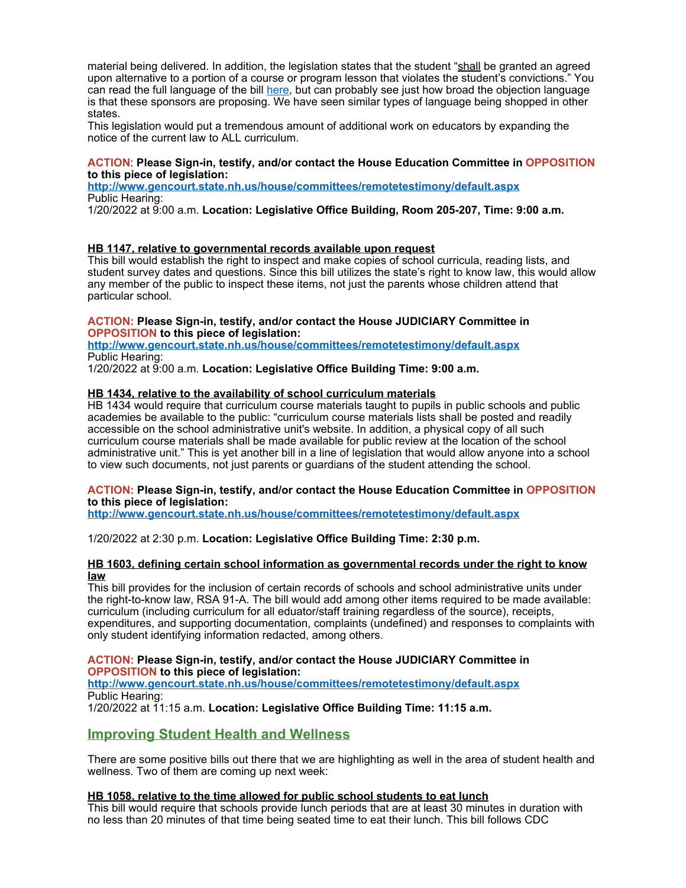material being delivered. In addition, the legislation states that the student "shall be granted an agreed upon alternative to a portion of a course or program lesson that violates the student's convictions." You can read the full language of the bill [here](), but can probably see just how broad the objection language is that these sponsors are proposing. We have seen similar types of language being shopped in other states.
This legislation would put a tremendous amount of additional work on educators by expanding the notice of the current law to ALL curriculum.

**ACTION: Please Sign-in, testify, and/or contact the House Education Committee in OPPOSITION to this piece of legislation:**
**http://www.gencourt.state.nh.us/house/committees/remotetestimony/default.aspx**
Public Hearing:
1/20/2022 at 9:00 a.m. **Location: Legislative Office Building, Room 205-207, Time: 9:00 a.m.**

**HB 1147, relative to governmental records available upon request**
This bill would establish the right to inspect and make copies of school curricula, reading lists, and student survey dates and questions. Since this bill utilizes the state's right to know law, this would allow any member of the public to inspect these items, not just the parents whose children attend that particular school.

**ACTION: Please Sign-in, testify, and/or contact the House JUDICIARY Committee in OPPOSITION to this piece of legislation:**
**http://www.gencourt.state.nh.us/house/committees/remotetestimony/default.aspx**
Public Hearing:
1/20/2022 at 9:00 a.m. **Location: Legislative Office Building Time: 9:00 a.m.**

**HB 1434, relative to the availability of school curriculum materials**
HB 1434 would require that curriculum course materials taught to pupils in public schools and public academies be available to the public: "curriculum course materials lists shall be posted and readily accessible on the school administrative unit's website. In addition, a physical copy of all such curriculum course materials shall be made available for public review at the location of the school administrative unit." This is yet another bill in a line of legislation that would allow anyone into a school to view such documents, not just parents or guardians of the student attending the school.

**ACTION: Please Sign-in, testify, and/or contact the House Education Committee in OPPOSITION to this piece of legislation:**
**http://www.gencourt.state.nh.us/house/committees/remotetestimony/default.aspx**

1/20/2022 at 2:30 p.m. **Location: Legislative Office Building Time: 2:30 p.m.**

**HB 1603, defining certain school information as governmental records under the right to know law**
This bill provides for the inclusion of certain records of schools and school administrative units under the right-to-know law, RSA 91-A. The bill would add among other items required to be made available: curriculum (including curriculum for all eduator/staff training regardless of the source), receipts, expenditures, and supporting documentation, complaints (undefined) and responses to complaints with only student identifying information redacted, among others.

**ACTION: Please Sign-in, testify, and/or contact the House JUDICIARY Committee in OPPOSITION to this piece of legislation:**
**http://www.gencourt.state.nh.us/house/committees/remotetestimony/default.aspx**
Public Hearing:
1/20/2022 at 11:15 a.m. **Location: Legislative Office Building Time: 11:15 a.m.**

## Improving Student Health and Wellness

There are some positive bills out there that we are highlighting as well in the area of student health and wellness. Two of them are coming up next week:

**HB 1058, relative to the time allowed for public school students to eat lunch**
This bill would require that schools provide lunch periods that are at least 30 minutes in duration with no less than 20 minutes of that time being seated time to eat their lunch. This bill follows CDC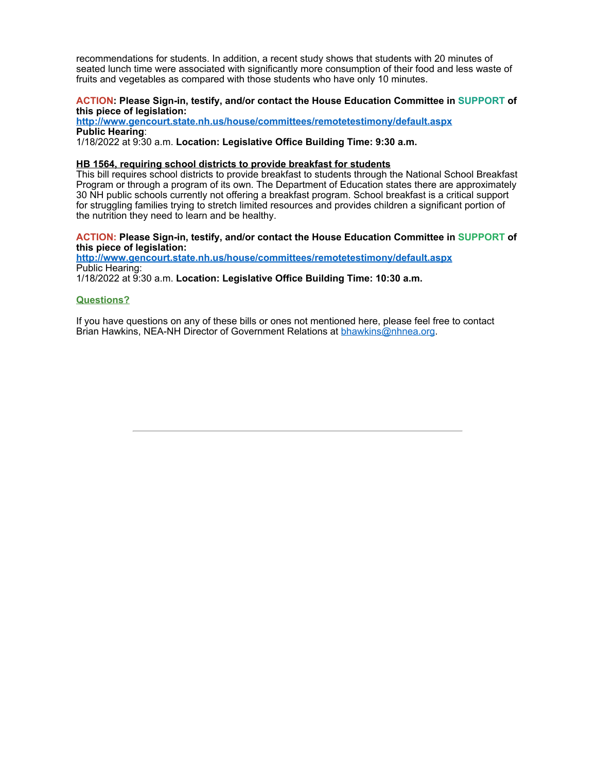recommendations for students. In addition, a recent study shows that students with 20 minutes of seated lunch time were associated with significantly more consumption of their food and less waste of fruits and vegetables as compared with those students who have only 10 minutes.

**ACTION: Please Sign-in, testify, and/or contact the House Education Committee in SUPPORT of this piece of legislation:**
**[http://www.gencourt.state.nh.us/house/committees/remotetestimony/default.aspx](http://www.gencourt.state.nh.us/house/committees/remotetestimony/default.aspx)**
**Public Hearing**:
1/18/2022 at 9:30 a.m. **Location: Legislative Office Building Time: 9:30 a.m.**

**HB 1564, requiring school districts to provide breakfast for students**
This bill requires school districts to provide breakfast to students through the National School Breakfast Program or through a program of its own. The Department of Education states there are approximately 30 NH public schools currently not offering a breakfast program. School breakfast is a critical support for struggling families trying to stretch limited resources and provides children a significant portion of the nutrition they need to learn and be healthy.

**ACTION: Please Sign-in, testify, and/or contact the House Education Committee in SUPPORT of this piece of legislation:**
**[http://www.gencourt.state.nh.us/house/committees/remotetestimony/default.aspx](http://www.gencourt.state.nh.us/house/committees/remotetestimony/default.aspx)**
Public Hearing:
1/18/2022 at 9:30 a.m. **Location: Legislative Office Building Time: 10:30 a.m.**

**Questions?**

If you have questions on any of these bills or ones not mentioned here, please feel free to contact Brian Hawkins, NEA-NH Director of Government Relations at bhawkins@nhnea.org.